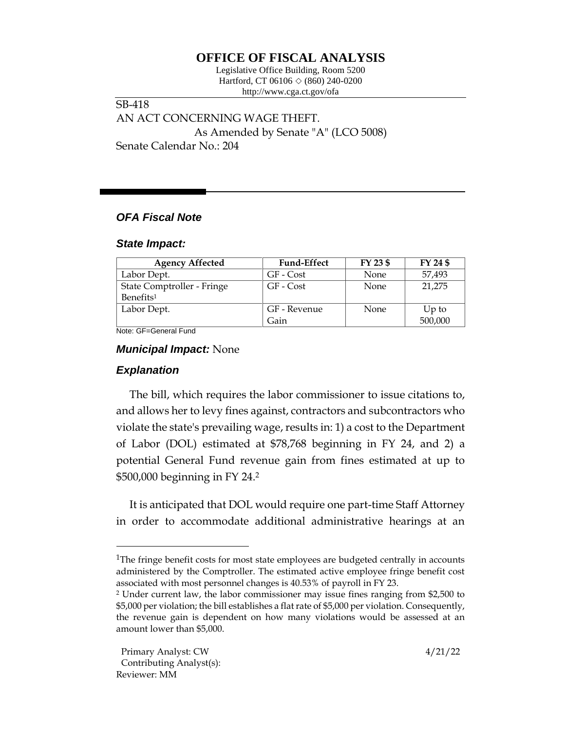# OFFICE OF FISCAL ANALYSIS

Legislative Office Building, Room 5200
Hartford, CT 06106 ◇ (860) 240-0200
http://www.cga.ct.gov/ofa

SB-418
AN ACT CONCERNING WAGE THEFT.
As Amended by Senate "A" (LCO 5008)
Senate Calendar No.: 204

## *OFA Fiscal Note*

### *State Impact:*

| Agency Affected | Fund-Effect | FY 23 $ | FY 24 $ |
|---|---|---|---|
| Labor Dept. | GF - Cost | None | 57,493 |
| State Comptroller - Fringe Benefits[1] | GF - Cost | None | 21,275 |
| Labor Dept. | GF - Revenue Gain | None | Up to 500,000 |

Note: GF=General Fund

### *Municipal Impact:* None

### *Explanation*

The bill, which requires the labor commissioner to issue citations to, and allows her to levy fines against, contractors and subcontractors who violate the state's prevailing wage, results in: 1) a cost to the Department of Labor (DOL) estimated at $78,768 beginning in FY 24, and 2) a potential General Fund revenue gain from fines estimated at up to $500,000 beginning in FY 24.[2]

It is anticipated that DOL would require one part-time Staff Attorney in order to accommodate additional administrative hearings at an

---

[1]The fringe benefit costs for most state employees are budgeted centrally in accounts administered by the Comptroller. The estimated active employee fringe benefit cost associated with most personnel changes is 40.53% of payroll in FY 23.

[2] Under current law, the labor commissioner may issue fines ranging from $2,500 to $5,000 per violation; the bill establishes a flat rate of $5,000 per violation. Consequently, the revenue gain is dependent on how many violations would be assessed at an amount lower than $5,000.

Primary Analyst: CW
Contributing Analyst(s):
Reviewer: MM

4/21/22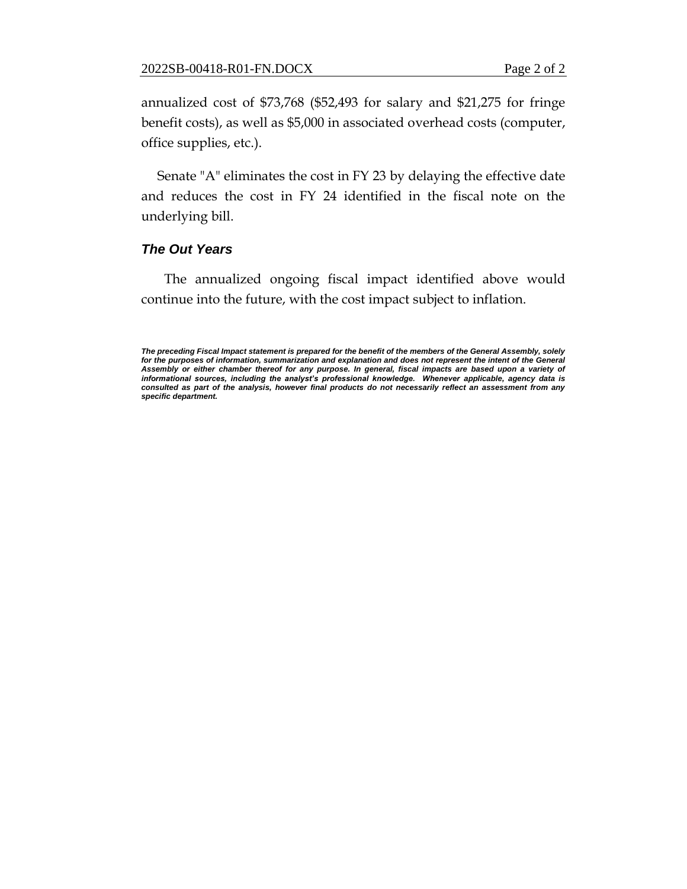annualized cost of $73,768 ($52,493 for salary and $21,275 for fringe benefit costs), as well as $5,000 in associated overhead costs (computer, office supplies, etc.).

Senate "A" eliminates the cost in FY 23 by delaying the effective date and reduces the cost in FY 24 identified in the fiscal note on the underlying bill.

### *The Out Years*

The annualized ongoing fiscal impact identified above would continue into the future, with the cost impact subject to inflation.

***The preceding Fiscal Impact statement is prepared for the benefit of the members of the General Assembly, solely for the purposes of information, summarization and explanation and does not represent the intent of the General Assembly or either chamber thereof for any purpose. In general, fiscal impacts are based upon a variety of informational sources, including the analyst's professional knowledge. Whenever applicable, agency data is consulted as part of the analysis, however final products do not necessarily reflect an assessment from any specific department.***